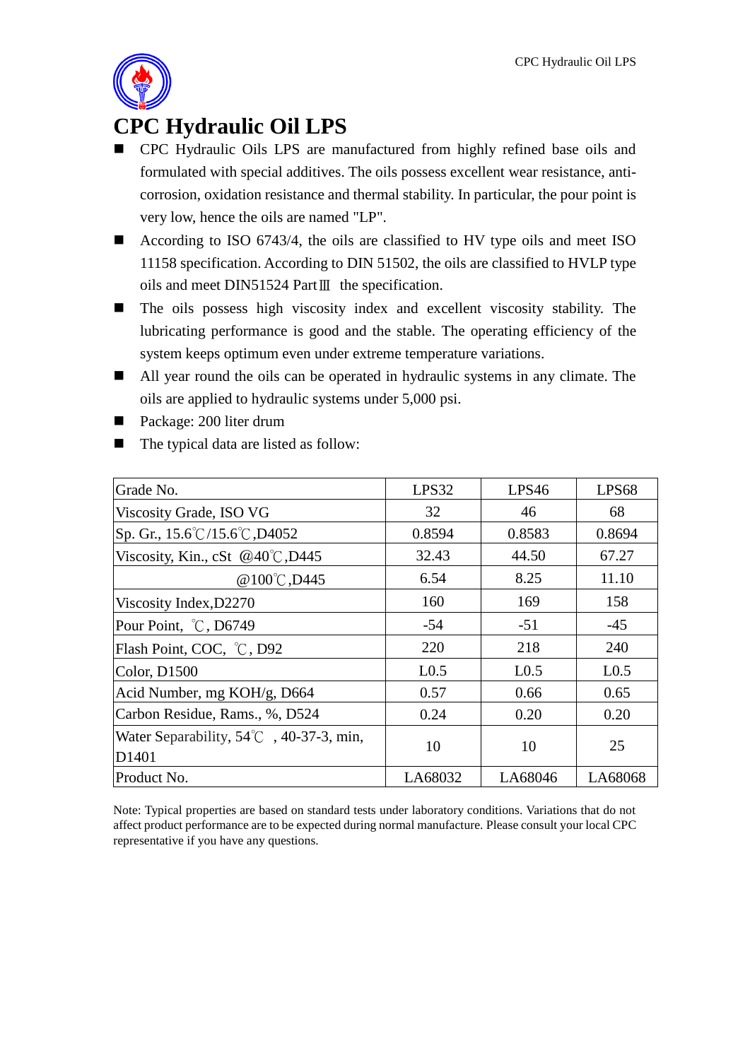# CPC Hydraulic Oil LPS

- CPC Hydraulic Oils LPS are manufactured from highly refined base oils and formulated with special additives. The oils possess excellent wear resistance, anti-corrosion, oxidation resistance and thermal stability. In particular, the pour point is very low, hence the oils are named "LP".
- According to ISO 6743/4, the oils are classified to HV type oils and meet ISO 11158 specification. According to DIN 51502, the oils are classified to HVLP type oils and meet DIN51524 PartⅢ the specification.
- The oils possess high viscosity index and excellent viscosity stability. The lubricating performance is good and the stable. The operating efficiency of the system keeps optimum even under extreme temperature variations.
- All year round the oils can be operated in hydraulic systems in any climate. The oils are applied to hydraulic systems under 5,000 psi.
- Package: 200 liter drum
- The typical data are listed as follow:

| Grade No. | LPS32 | LPS46 | LPS68 |
|---|---|---|---|
| Viscosity Grade, ISO VG | 32 | 46 | 68 |
| Sp. Gr., 15.6℃/15.6℃,D4052 | 0.8594 | 0.8583 | 0.8694 |
| Viscosity, Kin., cSt @40℃,D445 | 32.43 | 44.50 | 67.27 |
| @100℃,D445 | 6.54 | 8.25 | 11.10 |
| Viscosity Index,D2270 | 160 | 169 | 158 |
| Pour Point, ℃, D6749 | -54 | -51 | -45 |
| Flash Point, COC, ℃, D92 | 220 | 218 | 240 |
| Color, D1500 | L0.5 | L0.5 | L0.5 |
| Acid Number, mg KOH/g, D664 | 0.57 | 0.66 | 0.65 |
| Carbon Residue, Rams., %, D524 | 0.24 | 0.20 | 0.20 |
| Water Separability, 54℃ , 40-37-3, min, D1401 | 10 | 10 | 25 |
| Product No. | LA68032 | LA68046 | LA68068 |

Note: Typical properties are based on standard tests under laboratory conditions. Variations that do not affect product performance are to be expected during normal manufacture. Please consult your local CPC representative if you have any questions.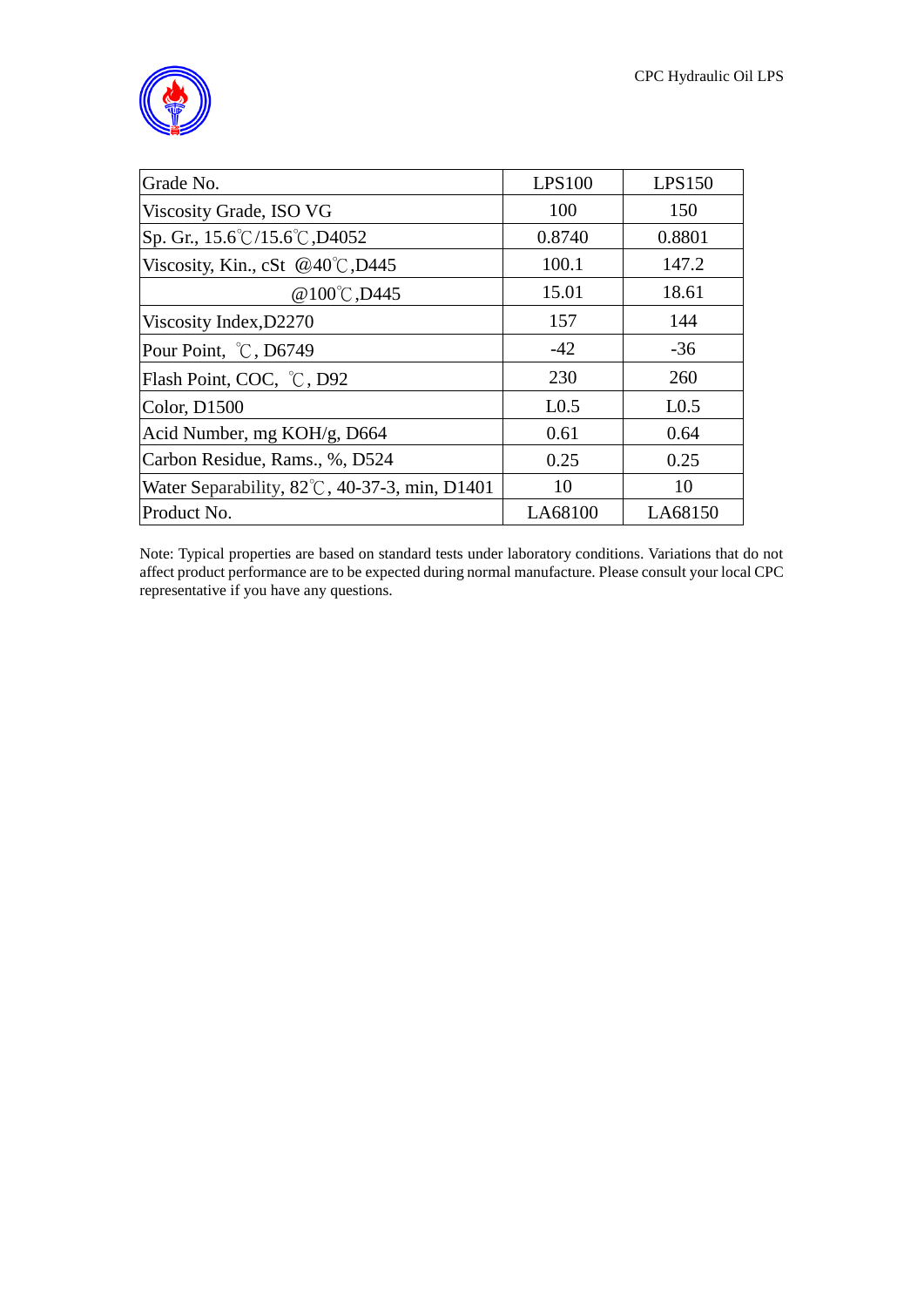| Grade No. | LPS100 | LPS150 |
|---|---|---|
| Viscosity Grade, ISO VG | 100 | 150 |
| Sp. Gr., 15.6℃/15.6℃,D4052 | 0.8740 | 0.8801 |
| Viscosity, Kin., cSt @40℃,D445 | 100.1 | 147.2 |
| @100℃,D445 | 15.01 | 18.61 |
| Viscosity Index,D2270 | 157 | 144 |
| Pour Point, ℃, D6749 | -42 | -36 |
| Flash Point, COC, ℃, D92 | 230 | 260 |
| Color, D1500 | L0.5 | L0.5 |
| Acid Number, mg KOH/g, D664 | 0.61 | 0.64 |
| Carbon Residue, Rams., %, D524 | 0.25 | 0.25 |
| Water Separability, 82℃, 40-37-3, min, D1401 | 10 | 10 |
| Product No. | LA68100 | LA68150 |

Note: Typical properties are based on standard tests under laboratory conditions. Variations that do not affect product performance are to be expected during normal manufacture. Please consult your local CPC representative if you have any questions.